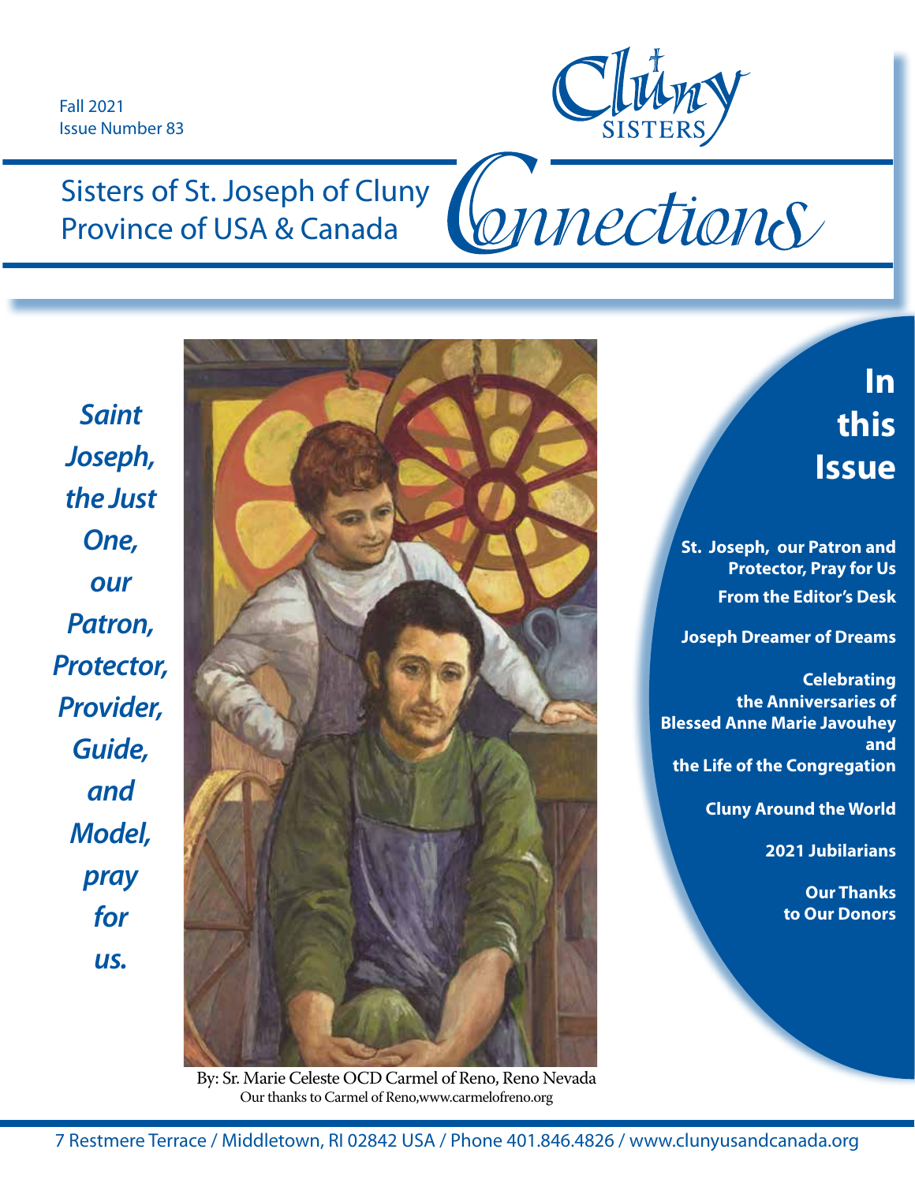Fall 2021
Issue Number 83

Cluny SISTERS

# Sisters of St. Joseph of Cluny Province of USA & Canada

# Connections

***Saint Joseph, the Just One, our Patron, Protector, Provider, Guide, and Model, pray for us.***

By: Sr. Marie Celeste OCD Carmel of Reno, Reno Nevada
Our thanks to Carmel of Reno,www.carmelofreno.org

## In this Issue

**St. Joseph, our Patron and Protector, Pray for Us**

**From the Editor's Desk**

**Joseph Dreamer of Dreams**

**Celebrating the Anniversaries of Blessed Anne Marie Javouhey and the Life of the Congregation**

**Cluny Around the World**

**2021 Jubilarians**

**Our Thanks to Our Donors**

7 Restmere Terrace / Middletown, RI 02842 USA / Phone 401.846.4826 / www.clunyusandcanada.org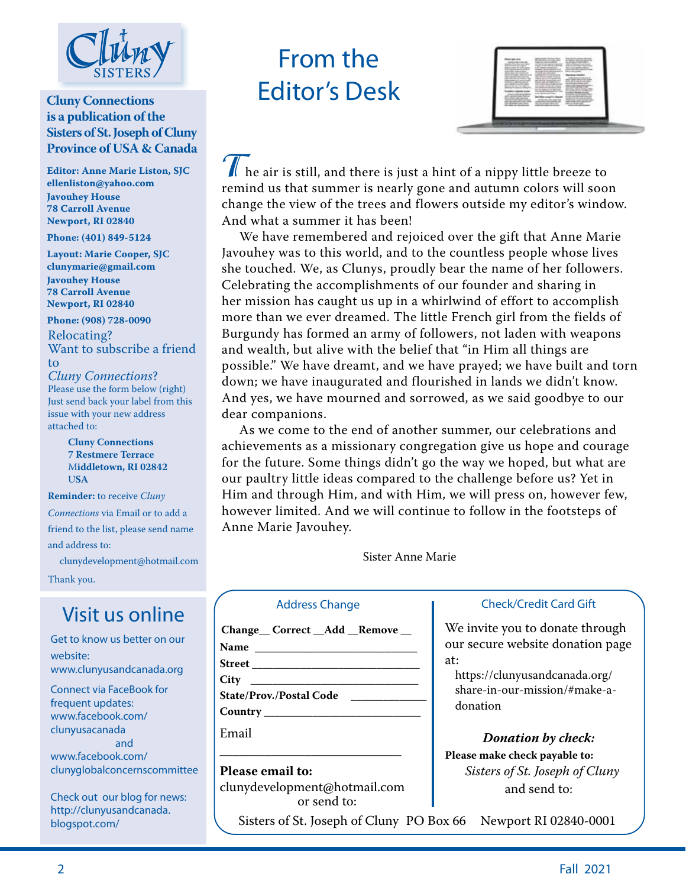Cluny SISTERS

**Cluny Connections is a publication of the Sisters of St. Joseph of Cluny Province of USA & Canada**

**Editor: Anne Marie Liston, SJC**
**ellenliston@yahoo.com**
**Javouhey House**
**78 Carroll Avenue**
**Newport, RI 02840**

**Phone: (401) 849-5124**

**Layout: Marie Cooper, SJC**
**clunymarie@gmail.com**
**Javouhey House**
**78 Carroll Avenue**
**Newport, RI 02840**

**Phone: (908) 728-0090**

Relocating?
Want to subscribe a friend to *Cluny Connections*?
Please use the form below (right)
Just send back your label from this issue with your new address attached to:

> **Cluny Connections**
> **7 Restmere Terrace**
> **Middletown, RI 02842**
> **USA**

**Reminder:** to receive *Cluny Connections* via Email or to add a friend to the list, please send name and address to:

clunydevelopment@hotmail.com

Thank you.

## Visit us online

Get to know us better on our website:
www.clunyusandcanada.org

Connect via FaceBook for frequent updates:
www.facebook.com/clunyusacanada
and
www.facebook.com/clunyglobalconcernscommittee

Check out our blog for news:
http://clunyusandcanada.blogspot.com/

# From the Editor's Desk

The air is still, and there is just a hint of a nippy little breeze to remind us that summer is nearly gone and autumn colors will soon change the view of the trees and flowers outside my editor's window. And what a summer it has been!

We have remembered and rejoiced over the gift that Anne Marie Javouhey was to this world, and to the countless people whose lives she touched. We, as Clunys, proudly bear the name of her followers. Celebrating the accomplishments of our founder and sharing in her mission has caught us up in a whirlwind of effort to accomplish more than we ever dreamed. The little French girl from the fields of Burgundy has formed an army of followers, not laden with weapons and wealth, but alive with the belief that "in Him all things are possible." We have dreamt, and we have prayed; we have built and torn down; we have inaugurated and flourished in lands we didn't know. And yes, we have mourned and sorrowed, as we said goodbye to our dear companions.

As we come to the end of another summer, our celebrations and achievements as a missionary congregation give us hope and courage for the future. Some things didn't go the way we hoped, but what are our paultry little ideas compared to the challenge before us? Yet in Him and through Him, and with Him, we will press on, however few, however limited. And we will continue to follow in the footsteps of Anne Marie Javouhey.

Sister Anne Marie

### Address Change

**Change__ Correct __Add __Remove __**
**Name** ____________________________
**Street** ____________________________
**City** ____________________________
**State/Prov./Postal Code** _____________
**Country** ____________________________
Email
______________________________

**Please email to:**
clunydevelopment@hotmail.com
or send to:

### Check/Credit Card Gift

We invite you to donate through our secure website donation page at:
https://clunyusandcanada.org/share-in-our-mission/#make-a-donation

***Donation by check:***
**Please make check payable to:**
*Sisters of St. Joseph of Cluny*
and send to:

Sisters of St. Joseph of Cluny PO Box 66 Newport RI 02840-0001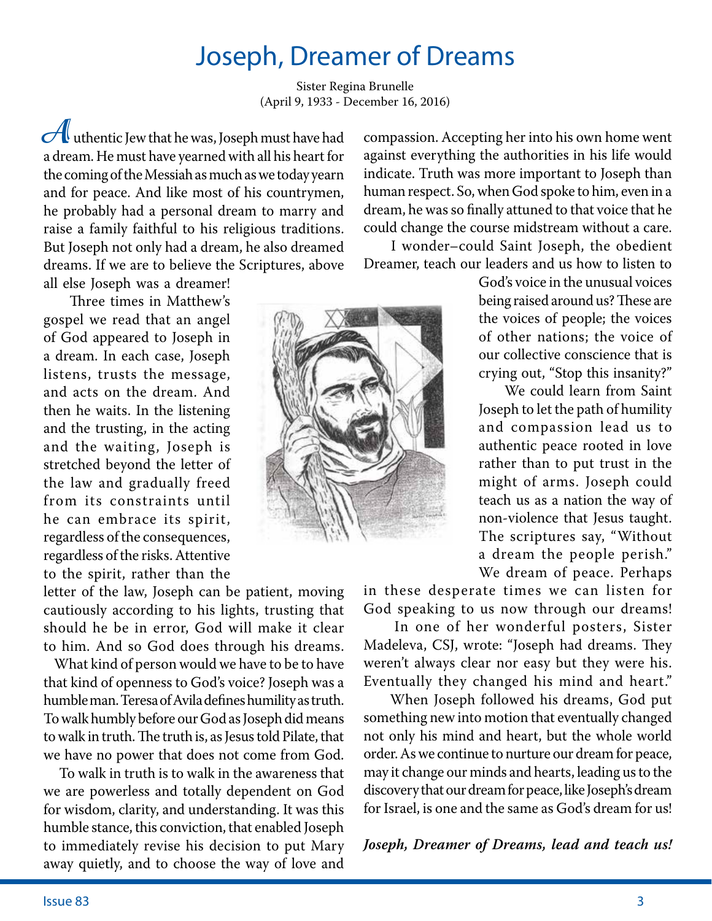# Joseph, Dreamer of Dreams

Sister Regina Brunelle
(April 9, 1933 - December 16, 2016)

Authentic Jew that he was, Joseph must have had a dream. He must have yearned with all his heart for the coming of the Messiah as much as we today yearn and for peace. And like most of his countrymen, he probably had a personal dream to marry and raise a family faithful to his religious traditions. But Joseph not only had a dream, he also dreamed dreams. If we are to believe the Scriptures, above all else Joseph was a dreamer!

Three times in Matthew's gospel we read that an angel of God appeared to Joseph in a dream. In each case, Joseph listens, trusts the message, and acts on the dream. And then he waits. In the listening and the trusting, in the acting and the waiting, Joseph is stretched beyond the letter of the law and gradually freed from its constraints until he can embrace its spirit, regardless of the consequences, regardless of the risks. Attentive to the spirit, rather than the letter of the law, Joseph can be patient, moving cautiously according to his lights, trusting that should he be in error, God will make it clear to him. And so God does through his dreams.

What kind of person would we have to be to have that kind of openness to God's voice? Joseph was a humble man. Teresa of Avila defines humility as truth. To walk humbly before our God as Joseph did means to walk in truth. The truth is, as Jesus told Pilate, that we have no power that does not come from God.

To walk in truth is to walk in the awareness that we are powerless and totally dependent on God for wisdom, clarity, and understanding. It was this humble stance, this conviction, that enabled Joseph to immediately revise his decision to put Mary away quietly, and to choose the way of love and compassion. Accepting her into his own home went against everything the authorities in his life would indicate. Truth was more important to Joseph than human respect. So, when God spoke to him, even in a dream, he was so finally attuned to that voice that he could change the course midstream without a care.

I wonder–could Saint Joseph, the obedient Dreamer, teach our leaders and us how to listen to God's voice in the unusual voices being raised around us? These are the voices of people; the voices of other nations; the voice of our collective conscience that is crying out, "Stop this insanity?"

We could learn from Saint Joseph to let the path of humility and compassion lead us to authentic peace rooted in love rather than to put trust in the might of arms. Joseph could teach us as a nation the way of non-violence that Jesus taught. The scriptures say, "Without a dream the people perish." We dream of peace. Perhaps in these desperate times we can listen for God speaking to us now through our dreams!

In one of her wonderful posters, Sister Madeleva, CSJ, wrote: "Joseph had dreams. They weren't always clear nor easy but they were his. Eventually they changed his mind and heart."

When Joseph followed his dreams, God put something new into motion that eventually changed not only his mind and heart, but the whole world order. As we continue to nurture our dream for peace, may it change our minds and hearts, leading us to the discovery that our dream for peace, like Joseph's dream for Israel, is one and the same as God's dream for us!

***Joseph, Dreamer of Dreams, lead and teach us!***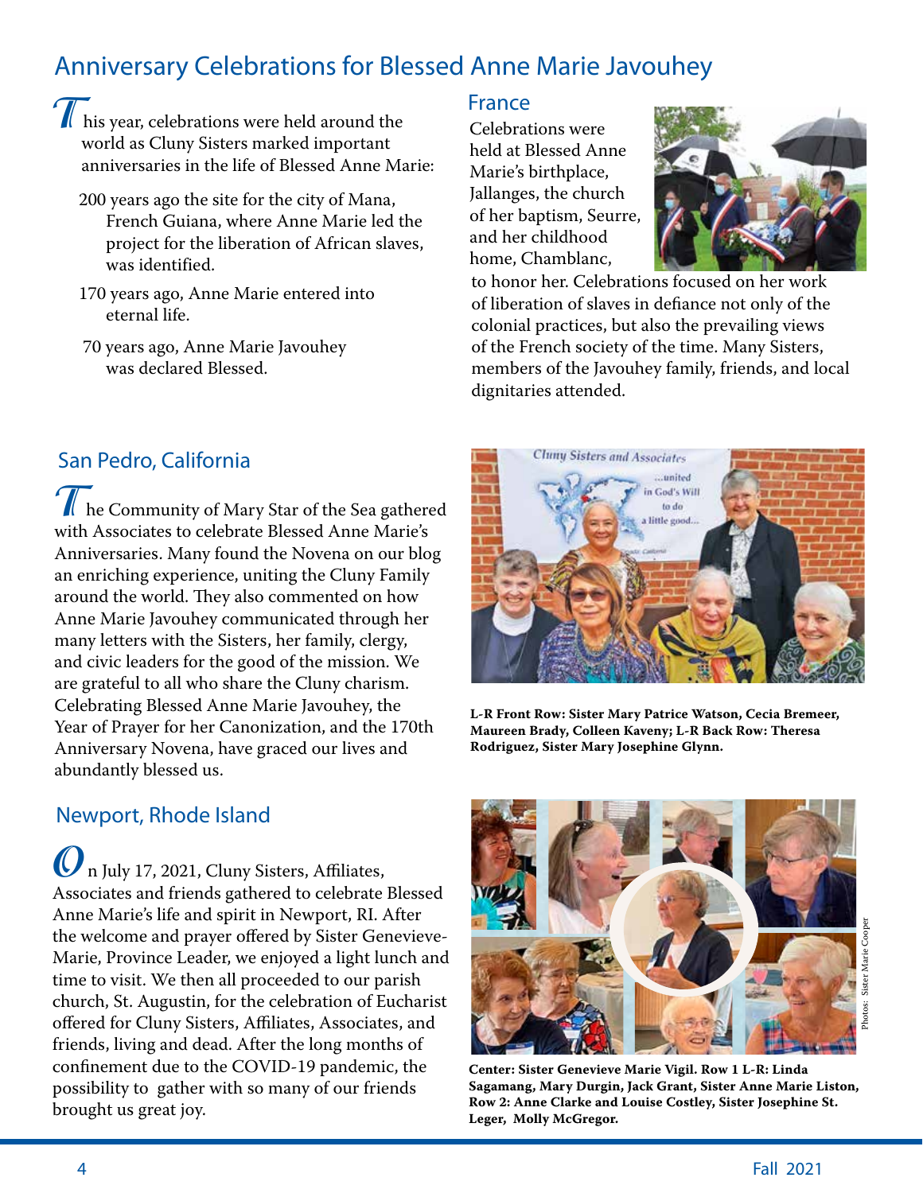# Anniversary Celebrations for Blessed Anne Marie Javouhey

This year, celebrations were held around the world as Cluny Sisters marked important anniversaries in the life of Blessed Anne Marie:

200 years ago the site for the city of Mana, French Guiana, where Anne Marie led the project for the liberation of African slaves, was identified.

170 years ago, Anne Marie entered into eternal life.

70 years ago, Anne Marie Javouhey was declared Blessed.

## France

Celebrations were held at Blessed Anne Marie's birthplace, Jallanges, the church of her baptism, Seurre, and her childhood home, Chamblanc, to honor her. Celebrations focused on her work of liberation of slaves in defiance not only of the colonial practices, but also the prevailing views of the French society of the time. Many Sisters, members of the Javouhey family, friends, and local dignitaries attended.

## San Pedro, California

The Community of Mary Star of the Sea gathered with Associates to celebrate Blessed Anne Marie's Anniversaries. Many found the Novena on our blog an enriching experience, uniting the Cluny Family around the world. They also commented on how Anne Marie Javouhey communicated through her many letters with the Sisters, her family, clergy, and civic leaders for the good of the mission. We are grateful to all who share the Cluny charism. Celebrating Blessed Anne Marie Javouhey, the Year of Prayer for her Canonization, and the 170th Anniversary Novena, have graced our lives and abundantly blessed us.

**L-R Front Row: Sister Mary Patrice Watson, Cecia Bremeer, Maureen Brady, Colleen Kaveny; L-R Back Row: Theresa Rodriguez, Sister Mary Josephine Glynn.**

## Newport, Rhode Island

On July 17, 2021, Cluny Sisters, Affiliates, Associates and friends gathered to celebrate Blessed Anne Marie's life and spirit in Newport, RI. After the welcome and prayer offered by Sister Genevieve-Marie, Province Leader, we enjoyed a light lunch and time to visit. We then all proceeded to our parish church, St. Augustin, for the celebration of Eucharist offered for Cluny Sisters, Affiliates, Associates, and friends, living and dead. After the long months of confinement due to the COVID-19 pandemic, the possibility to gather with so many of our friends brought us great joy.

Photos: Sister Marie Cooper

**Center: Sister Genevieve Marie Vigil. Row 1 L-R: Linda Sagamang, Mary Durgin, Jack Grant, Sister Anne Marie Liston, Row 2: Anne Clarke and Louise Costley, Sister Josephine St. Leger, Molly McGregor.**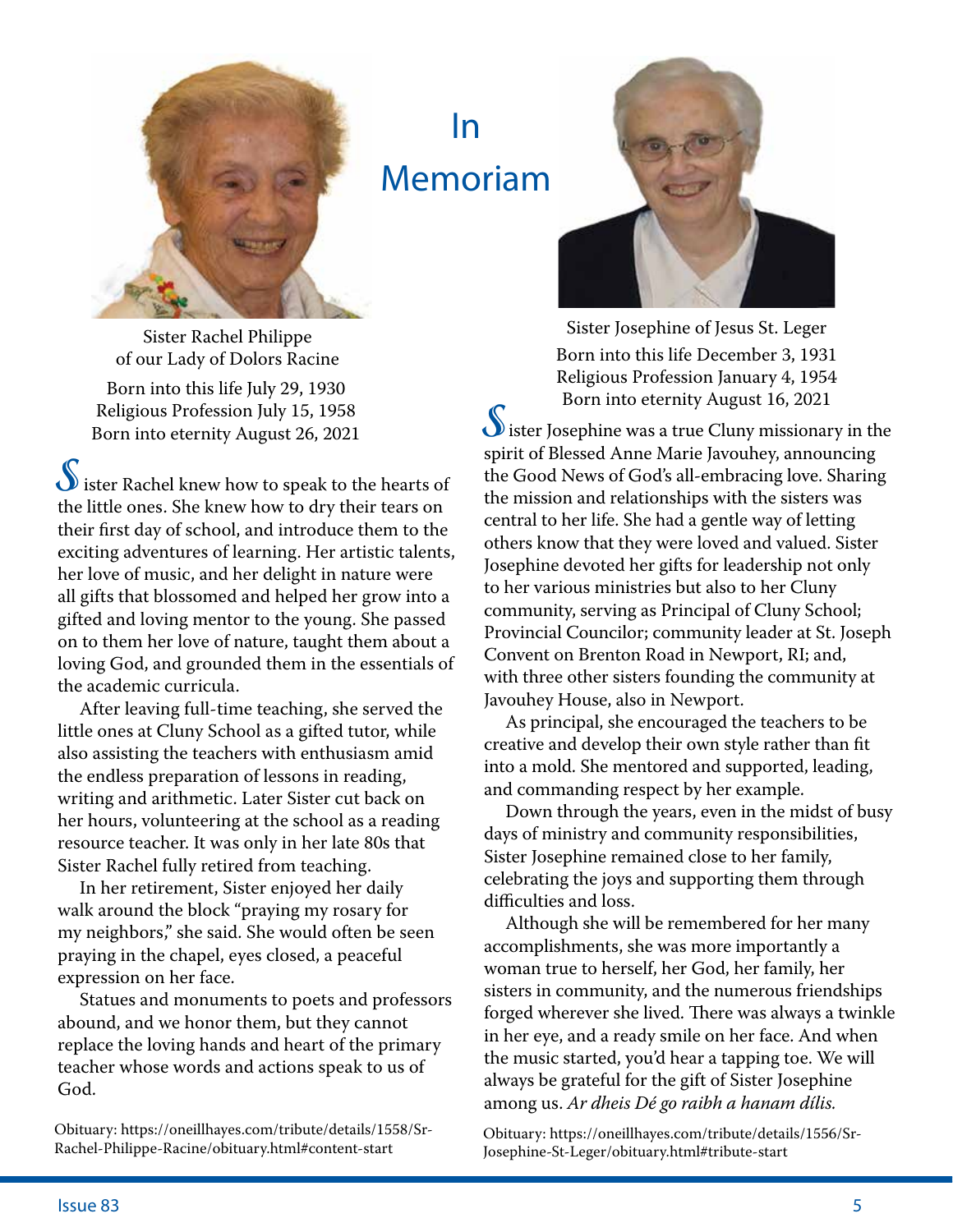# In Memoriam

Sister Rachel Philippe
of our Lady of Dolors Racine

Born into this life July 29, 1930
Religious Profession July 15, 1958
Born into eternity August 26, 2021

Sister Rachel knew how to speak to the hearts of the little ones. She knew how to dry their tears on their first day of school, and introduce them to the exciting adventures of learning. Her artistic talents, her love of music, and her delight in nature were all gifts that blossomed and helped her grow into a gifted and loving mentor to the young. She passed on to them her love of nature, taught them about a loving God, and grounded them in the essentials of the academic curricula.

After leaving full-time teaching, she served the little ones at Cluny School as a gifted tutor, while also assisting the teachers with enthusiasm amid the endless preparation of lessons in reading, writing and arithmetic. Later Sister cut back on her hours, volunteering at the school as a reading resource teacher. It was only in her late 80s that Sister Rachel fully retired from teaching.

In her retirement, Sister enjoyed her daily walk around the block "praying my rosary for my neighbors," she said. She would often be seen praying in the chapel, eyes closed, a peaceful expression on her face.

Statues and monuments to poets and professors abound, and we honor them, but they cannot replace the loving hands and heart of the primary teacher whose words and actions speak to us of God.

Obituary: https://oneillhayes.com/tribute/details/1558/Sr-Rachel-Philippe-Racine/obituary.html#content-start

Sister Josephine of Jesus St. Leger
Born into this life December 3, 1931
Religious Profession January 4, 1954
Born into eternity August 16, 2021

Sister Josephine was a true Cluny missionary in the spirit of Blessed Anne Marie Javouhey, announcing the Good News of God's all-embracing love. Sharing the mission and relationships with the sisters was central to her life. She had a gentle way of letting others know that they were loved and valued. Sister Josephine devoted her gifts for leadership not only to her various ministries but also to her Cluny community, serving as Principal of Cluny School; Provincial Councilor; community leader at St. Joseph Convent on Brenton Road in Newport, RI; and, with three other sisters founding the community at Javouhey House, also in Newport.

As principal, she encouraged the teachers to be creative and develop their own style rather than fit into a mold. She mentored and supported, leading, and commanding respect by her example.

Down through the years, even in the midst of busy days of ministry and community responsibilities, Sister Josephine remained close to her family, celebrating the joys and supporting them through difficulties and loss.

Although she will be remembered for her many accomplishments, she was more importantly a woman true to herself, her God, her family, her sisters in community, and the numerous friendships forged wherever she lived. There was always a twinkle in her eye, and a ready smile on her face. And when the music started, you'd hear a tapping toe. We will always be grateful for the gift of Sister Josephine among us. *Ar dheis Dé go raibh a hanam dílis.*

Obituary: https://oneillhayes.com/tribute/details/1556/Sr-Josephine-St-Leger/obituary.html#tribute-start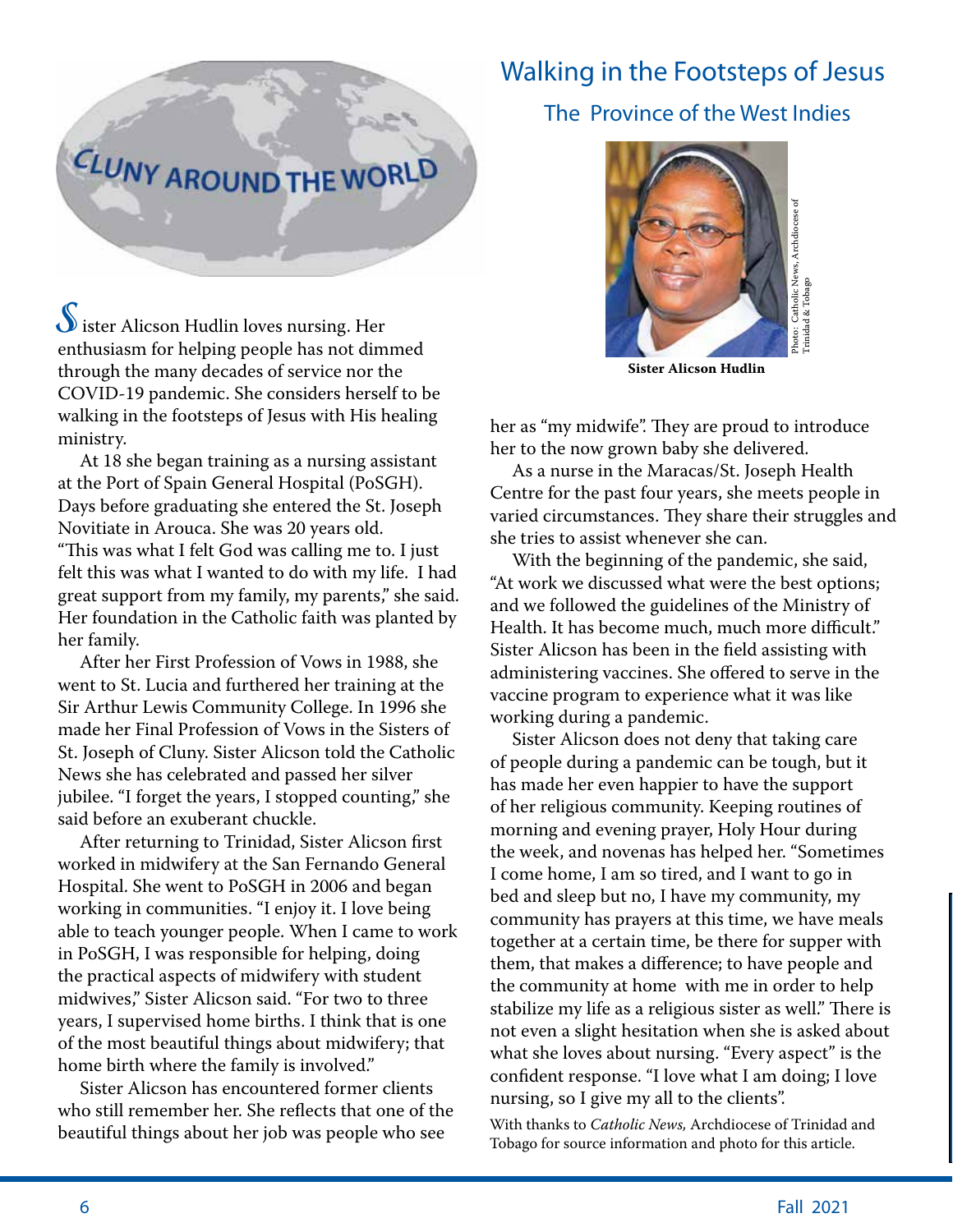CLUNY AROUND THE WORLD

# Walking in the Footsteps of Jesus

## The Province of the West Indies

Photo: Catholic News, Archdiocese of Trinidad & Tobago

**Sister Alicson Hudlin**

Sister Alicson Hudlin loves nursing. Her enthusiasm for helping people has not dimmed through the many decades of service nor the COVID-19 pandemic. She considers herself to be walking in the footsteps of Jesus with His healing ministry.

At 18 she began training as a nursing assistant at the Port of Spain General Hospital (PoSGH). Days before graduating she entered the St. Joseph Novitiate in Arouca. She was 20 years old. "This was what I felt God was calling me to. I just felt this was what I wanted to do with my life. I had great support from my family, my parents," she said. Her foundation in the Catholic faith was planted by her family.

After her First Profession of Vows in 1988, she went to St. Lucia and furthered her training at the Sir Arthur Lewis Community College. In 1996 she made her Final Profession of Vows in the Sisters of St. Joseph of Cluny. Sister Alicson told the Catholic News she has celebrated and passed her silver jubilee. "I forget the years, I stopped counting," she said before an exuberant chuckle.

After returning to Trinidad, Sister Alicson first worked in midwifery at the San Fernando General Hospital. She went to PoSGH in 2006 and began working in communities. "I enjoy it. I love being able to teach younger people. When I came to work in PoSGH, I was responsible for helping, doing the practical aspects of midwifery with student midwives," Sister Alicson said. "For two to three years, I supervised home births. I think that is one of the most beautiful things about midwifery; that home birth where the family is involved."

Sister Alicson has encountered former clients who still remember her. She reflects that one of the beautiful things about her job was people who see her as "my midwife". They are proud to introduce her to the now grown baby she delivered.

As a nurse in the Maracas/St. Joseph Health Centre for the past four years, she meets people in varied circumstances. They share their struggles and she tries to assist whenever she can.

With the beginning of the pandemic, she said, "At work we discussed what were the best options; and we followed the guidelines of the Ministry of Health. It has become much, much more difficult." Sister Alicson has been in the field assisting with administering vaccines. She offered to serve in the vaccine program to experience what it was like working during a pandemic.

Sister Alicson does not deny that taking care of people during a pandemic can be tough, but it has made her even happier to have the support of her religious community. Keeping routines of morning and evening prayer, Holy Hour during the week, and novenas has helped her. "Sometimes I come home, I am so tired, and I want to go in bed and sleep but no, I have my community, my community has prayers at this time, we have meals together at a certain time, be there for supper with them, that makes a difference; to have people and the community at home with me in order to help stabilize my life as a religious sister as well." There is not even a slight hesitation when she is asked about what she loves about nursing. "Every aspect" is the confident response. "I love what I am doing; I love nursing, so I give my all to the clients".

With thanks to *Catholic News,* Archdiocese of Trinidad and Tobago for source information and photo for this article.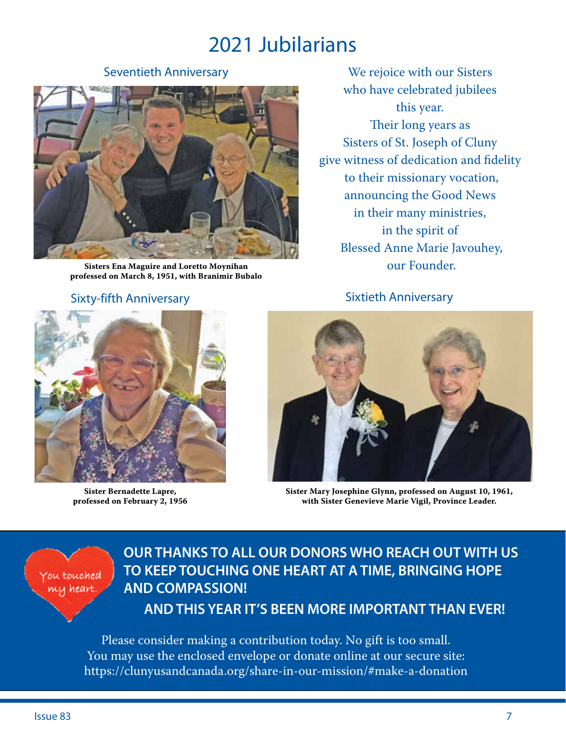# 2021 Jubilarians

## Seventieth Anniversary

**Sisters Ena Maguire and Loretto Moynihan professed on March 8, 1951, with Branimir Bubalo**

We rejoice with our Sisters
who have celebrated jubilees
this year.
Their long years as
Sisters of St. Joseph of Cluny
give witness of dedication and fidelity
to their missionary vocation,
announcing the Good News
in their many ministries,
in the spirit of
Blessed Anne Marie Javouhey,
our Founder.

## Sixty-fifth Anniversary

**Sister Bernadette Lapre, professed on February 2, 1956**

## Sixtieth Anniversary

**Sister Mary Josephine Glynn, professed on August 10, 1961, with Sister Genevieve Marie Vigil, Province Leader.**

You touched my heart.

**OUR THANKS TO ALL OUR DONORS WHO REACH OUT WITH US TO KEEP TOUCHING ONE HEART AT A TIME, BRINGING HOPE AND COMPASSION!**

**AND THIS YEAR IT'S BEEN MORE IMPORTANT THAN EVER!**

Please consider making a contribution today. No gift is too small.
You may use the enclosed envelope or donate online at our secure site:
https://clunyusandcanada.org/share-in-our-mission/#make-a-donation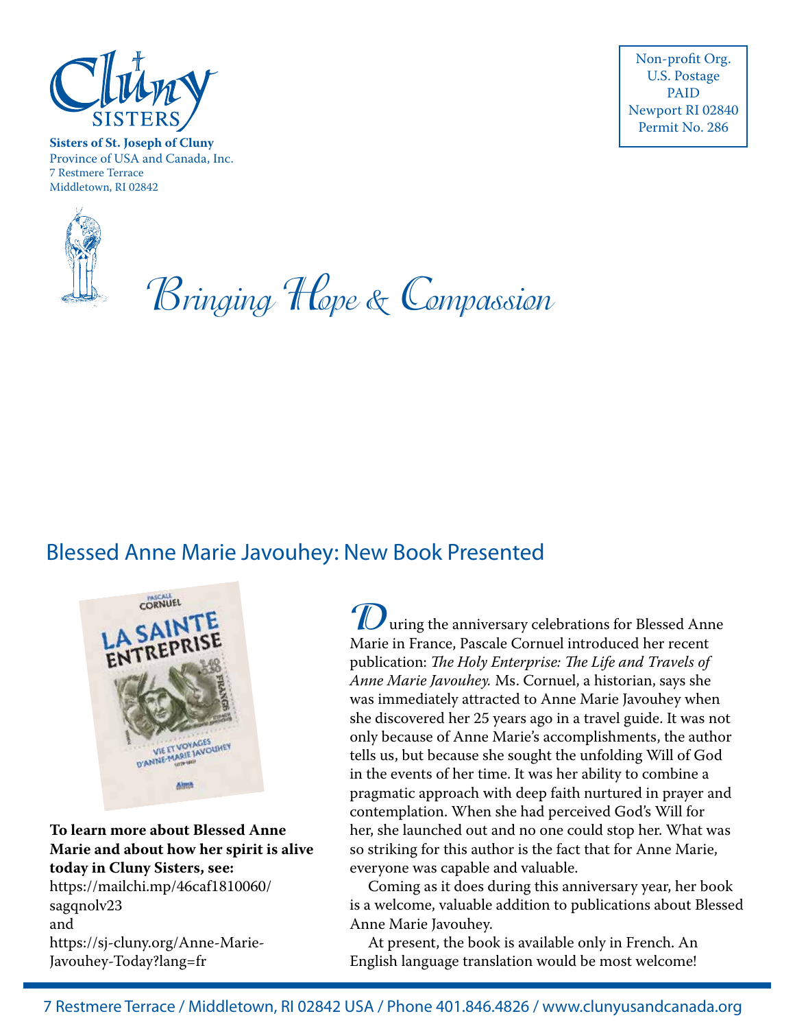Cluny Sisters

**Sisters of St. Joseph of Cluny**
Province of USA and Canada, Inc.
7 Restmere Terrace
Middletown, RI 02842

Non-profit Org.
U.S. Postage
PAID
Newport RI 02840
Permit No. 286

*Bringing Hope & Compassion*

## Blessed Anne Marie Javouhey: New Book Presented

**To learn more about Blessed Anne Marie and about how her spirit is alive today in Cluny Sisters, see:**
https://mailchi.mp/46caf1810060/sagqnolv23
and
https://sj-cluny.org/Anne-Marie-Javouhey-Today?lang=fr

During the anniversary celebrations for Blessed Anne Marie in France, Pascale Cornuel introduced her recent publication: *The Holy Enterprise: The Life and Travels of Anne Marie Javouhey.* Ms. Cornuel, a historian, says she was immediately attracted to Anne Marie Javouhey when she discovered her 25 years ago in a travel guide. It was not only because of Anne Marie's accomplishments, the author tells us, but because she sought the unfolding Will of God in the events of her time. It was her ability to combine a pragmatic approach with deep faith nurtured in prayer and contemplation. When she had perceived God's Will for her, she launched out and no one could stop her. What was so striking for this author is the fact that for Anne Marie, everyone was capable and valuable.

Coming as it does during this anniversary year, her book is a welcome, valuable addition to publications about Blessed Anne Marie Javouhey.

At present, the book is available only in French. An English language translation would be most welcome!

7 Restmere Terrace / Middletown, RI 02842 USA / Phone 401.846.4826 / www.clunyusandcanada.org